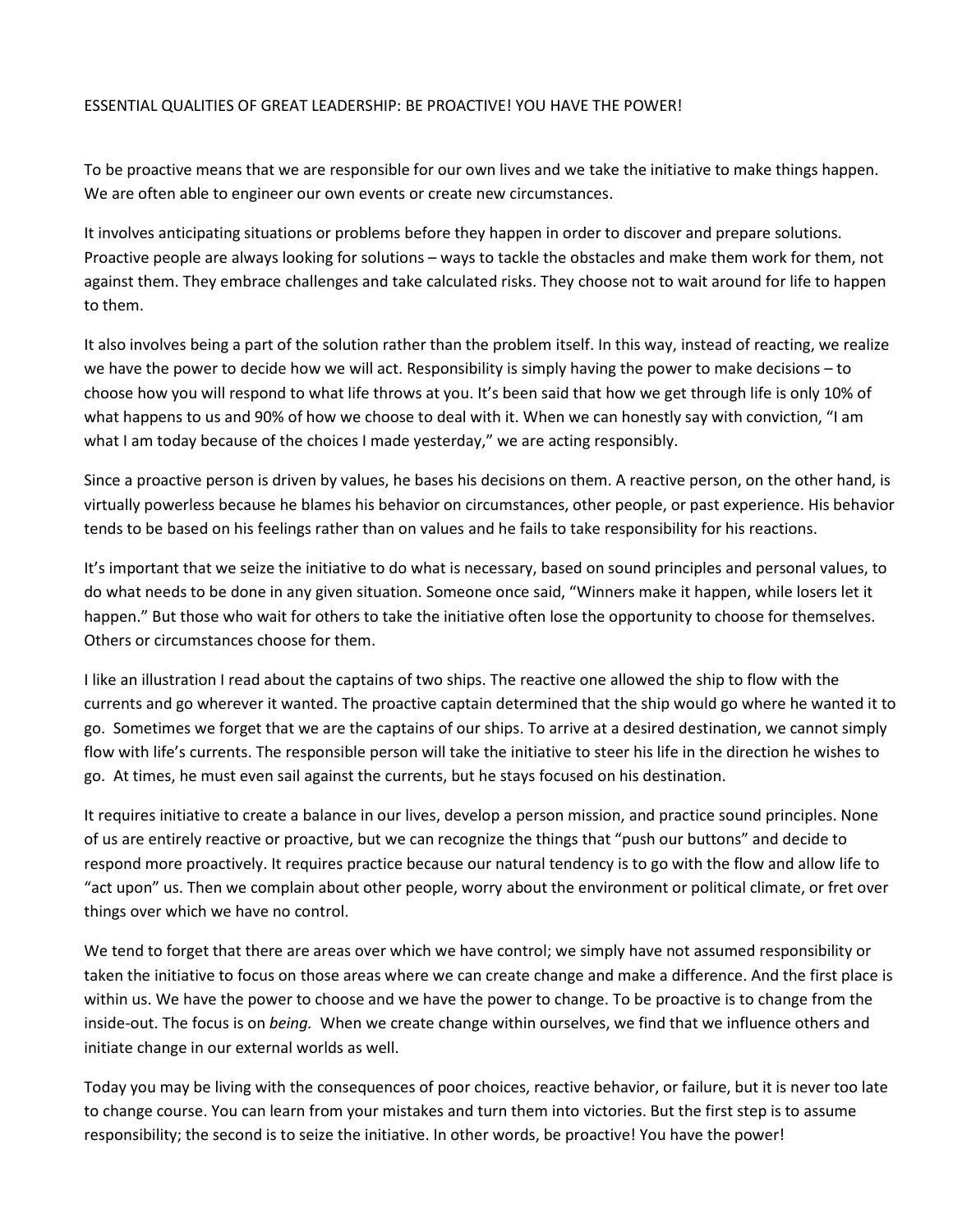# ESSENTIAL QUALITIES OF GREAT LEADERSHIP: BE PROACTIVE! YOU HAVE THE POWER!

To be proactive means that we are responsible for our own lives and we take the initiative to make things happen. We are often able to engineer our own events or create new circumstances.

It involves anticipating situations or problems before they happen in order to discover and prepare solutions. Proactive people are always looking for solutions – ways to tackle the obstacles and make them work for them, not against them. They embrace challenges and take calculated risks. They choose not to wait around for life to happen to them.

It also involves being a part of the solution rather than the problem itself. In this way, instead of reacting, we realize we have the power to decide how we will act. Responsibility is simply having the power to make decisions – to choose how you will respond to what life throws at you. It's been said that how we get through life is only 10% of what happens to us and 90% of how we choose to deal with it. When we can honestly say with conviction, "I am what I am today because of the choices I made yesterday," we are acting responsibly.

Since a proactive person is driven by values, he bases his decisions on them. A reactive person, on the other hand, is virtually powerless because he blames his behavior on circumstances, other people, or past experience. His behavior tends to be based on his feelings rather than on values and he fails to take responsibility for his reactions.

It's important that we seize the initiative to do what is necessary, based on sound principles and personal values, to do what needs to be done in any given situation. Someone once said, "Winners make it happen, while losers let it happen." But those who wait for others to take the initiative often lose the opportunity to choose for themselves. Others or circumstances choose for them.

I like an illustration I read about the captains of two ships. The reactive one allowed the ship to flow with the currents and go wherever it wanted. The proactive captain determined that the ship would go where he wanted it to go. Sometimes we forget that we are the captains of our ships. To arrive at a desired destination, we cannot simply flow with life's currents. The responsible person will take the initiative to steer his life in the direction he wishes to go. At times, he must even sail against the currents, but he stays focused on his destination.

It requires initiative to create a balance in our lives, develop a person mission, and practice sound principles. None of us are entirely reactive or proactive, but we can recognize the things that "push our buttons" and decide to respond more proactively. It requires practice because our natural tendency is to go with the flow and allow life to "act upon" us. Then we complain about other people, worry about the environment or political climate, or fret over things over which we have no control.

We tend to forget that there are areas over which we have control; we simply have not assumed responsibility or taken the initiative to focus on those areas where we can create change and make a difference. And the first place is within us. We have the power to choose and we have the power to change. To be proactive is to change from the inside-out. The focus is on *being.* When we create change within ourselves, we find that we influence others and initiate change in our external worlds as well.

Today you may be living with the consequences of poor choices, reactive behavior, or failure, but it is never too late to change course. You can learn from your mistakes and turn them into victories. But the first step is to assume responsibility; the second is to seize the initiative. In other words, be proactive! You have the power!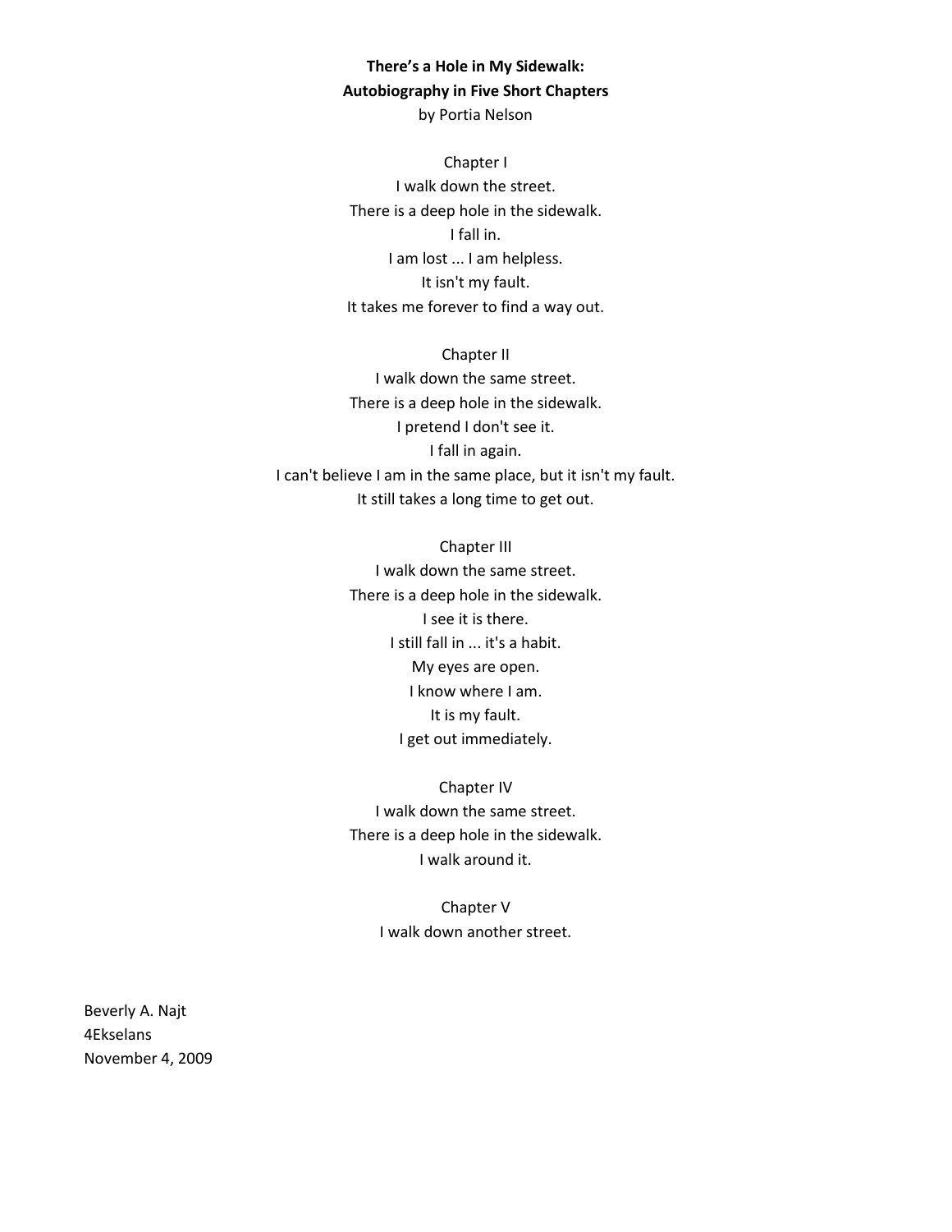**There's a Hole in My Sidewalk:**
**Autobiography in Five Short Chapters**

by Portia Nelson

Chapter I

I walk down the street.
There is a deep hole in the sidewalk.
I fall in.
I am lost ... I am helpless.
It isn't my fault.
It takes me forever to find a way out.

Chapter II

I walk down the same street.
There is a deep hole in the sidewalk.
I pretend I don't see it.
I fall in again.
I can't believe I am in the same place, but it isn't my fault.
It still takes a long time to get out.

Chapter III

I walk down the same street.
There is a deep hole in the sidewalk.
I see it is there.
I still fall in ... it's a habit.
My eyes are open.
I know where I am.
It is my fault.
I get out immediately.

Chapter IV

I walk down the same street.
There is a deep hole in the sidewalk.
I walk around it.

Chapter V

I walk down another street.

Beverly A. Najt
4Ekselans
November 4, 2009